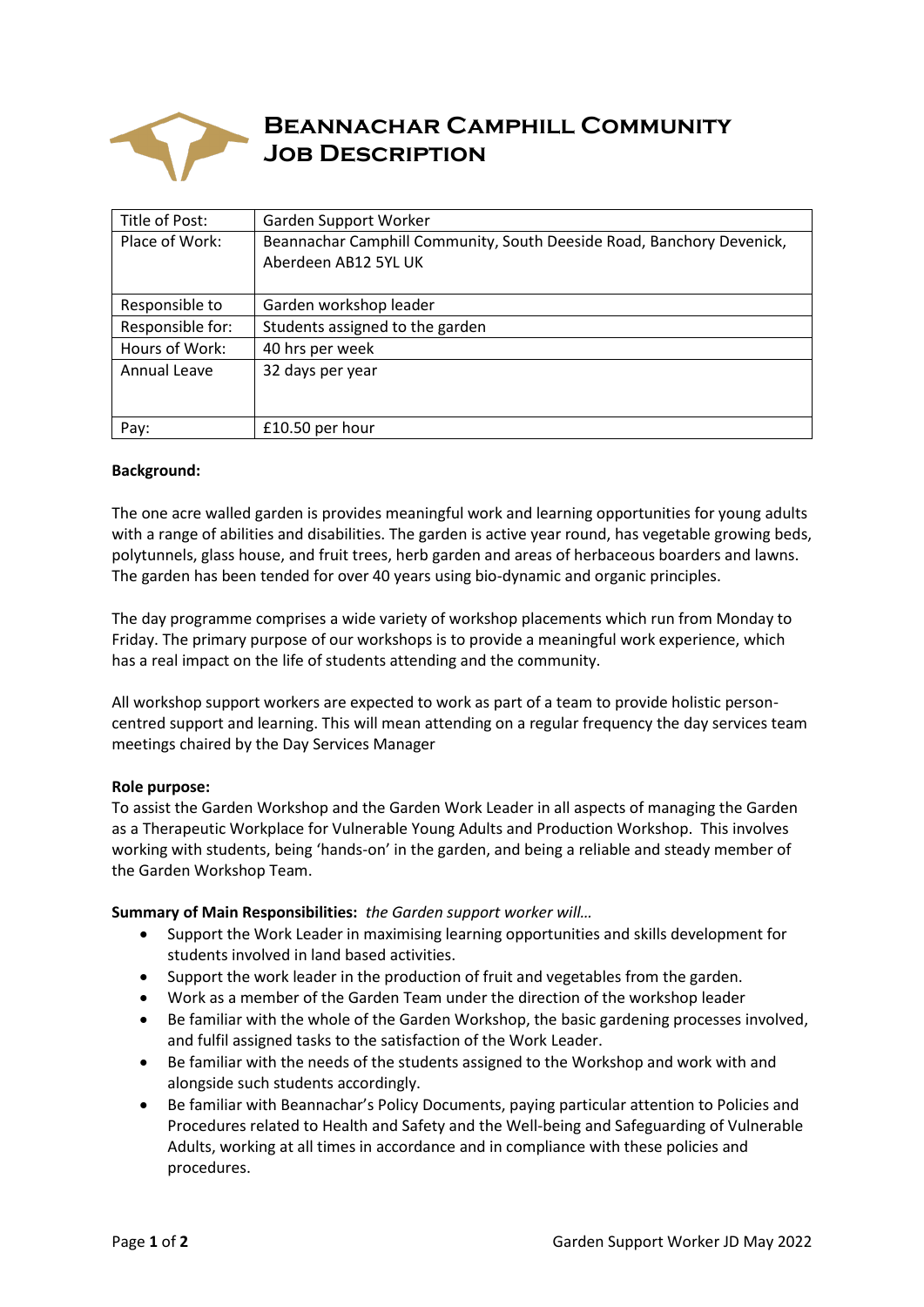# Beannachar Camphill Community
## Job Description

| Title of Post: | Garden Support Worker |
|---|---|
| Place of Work: | Beannachar Camphill Community, South Deeside Road, Banchory Devenick, Aberdeen AB12 5YL UK |
| Responsible to | Garden workshop leader |
| Responsible for: | Students assigned to the garden |
| Hours of Work: | 40 hrs per week |
| Annual Leave | 32 days per year |
| Pay: | £10.50 per hour |

**Background:**

The one acre walled garden is provides meaningful work and learning opportunities for young adults with a range of abilities and disabilities. The garden is active year round, has vegetable growing beds, polytunnels, glass house, and fruit trees, herb garden and areas of herbaceous boarders and lawns. The garden has been tended for over 40 years using bio-dynamic and organic principles.

The day programme comprises a wide variety of workshop placements which run from Monday to Friday. The primary purpose of our workshops is to provide a meaningful work experience, which has a real impact on the life of students attending and the community.

All workshop support workers are expected to work as part of a team to provide holistic person-centred support and learning. This will mean attending on a regular frequency the day services team meetings chaired by the Day Services Manager

**Role purpose:**
To assist the Garden Workshop and the Garden Work Leader in all aspects of managing the Garden as a Therapeutic Workplace for Vulnerable Young Adults and Production Workshop. This involves working with students, being 'hands-on' in the garden, and being a reliable and steady member of the Garden Workshop Team.

**Summary of Main Responsibilities:** *the Garden support worker will…*

- Support the Work Leader in maximising learning opportunities and skills development for students involved in land based activities.
- Support the work leader in the production of fruit and vegetables from the garden.
- Work as a member of the Garden Team under the direction of the workshop leader
- Be familiar with the whole of the Garden Workshop, the basic gardening processes involved, and fulfil assigned tasks to the satisfaction of the Work Leader.
- Be familiar with the needs of the students assigned to the Workshop and work with and alongside such students accordingly.
- Be familiar with Beannachar's Policy Documents, paying particular attention to Policies and Procedures related to Health and Safety and the Well-being and Safeguarding of Vulnerable Adults, working at all times in accordance and in compliance with these policies and procedures.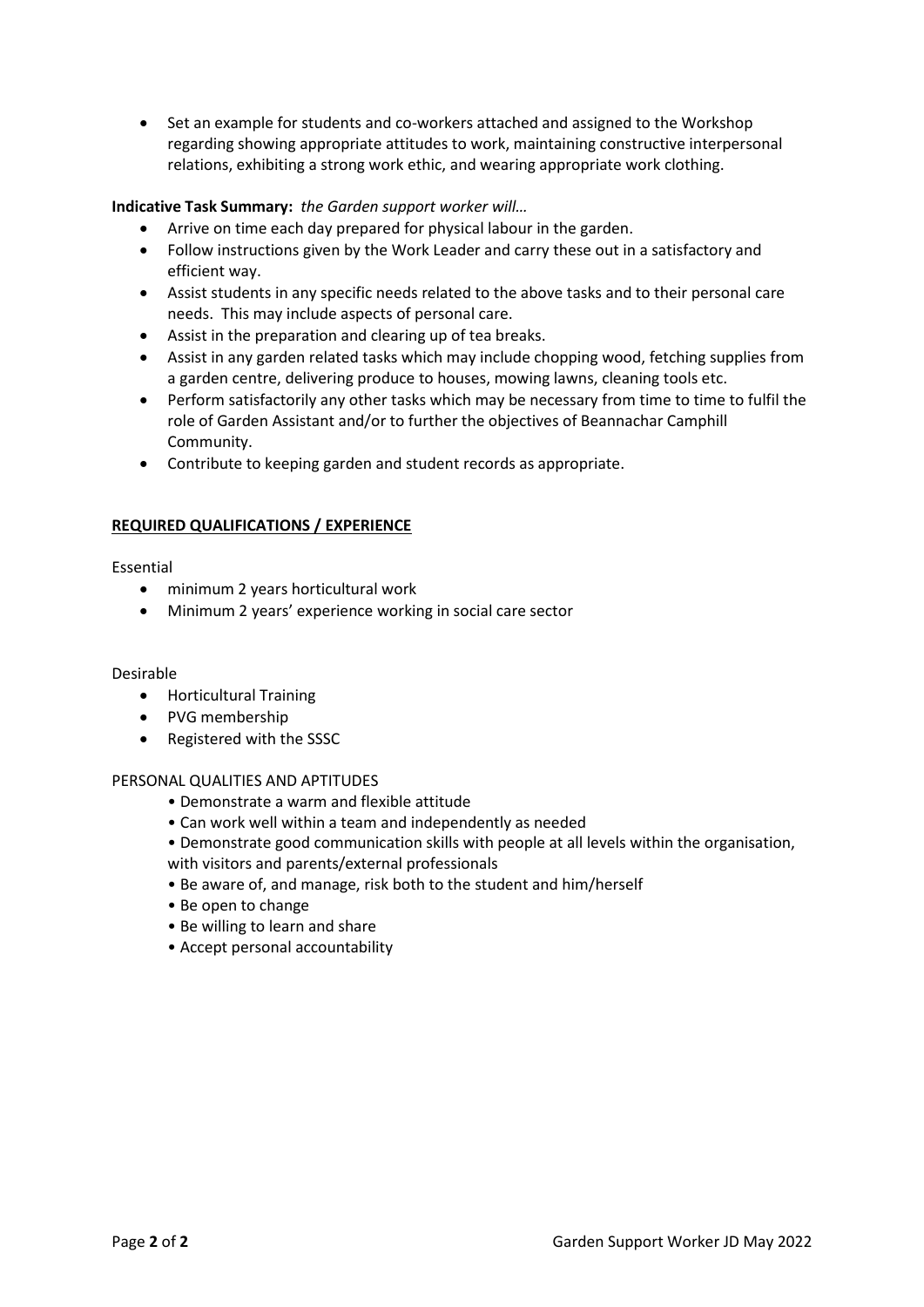- Set an example for students and co-workers attached and assigned to the Workshop regarding showing appropriate attitudes to work, maintaining constructive interpersonal relations, exhibiting a strong work ethic, and wearing appropriate work clothing.

**Indicative Task Summary:** *the Garden support worker will…*

- Arrive on time each day prepared for physical labour in the garden.
- Follow instructions given by the Work Leader and carry these out in a satisfactory and efficient way.
- Assist students in any specific needs related to the above tasks and to their personal care needs. This may include aspects of personal care.
- Assist in the preparation and clearing up of tea breaks.
- Assist in any garden related tasks which may include chopping wood, fetching supplies from a garden centre, delivering produce to houses, mowing lawns, cleaning tools etc.
- Perform satisfactorily any other tasks which may be necessary from time to time to fulfil the role of Garden Assistant and/or to further the objectives of Beannachar Camphill Community.
- Contribute to keeping garden and student records as appropriate.

## REQUIRED QUALIFICATIONS / EXPERIENCE

Essential

- minimum 2 years horticultural work
- Minimum 2 years' experience working in social care sector

Desirable

- Horticultural Training
- PVG membership
- Registered with the SSSC

PERSONAL QUALITIES AND APTITUDES

- Demonstrate a warm and flexible attitude
- Can work well within a team and independently as needed
- Demonstrate good communication skills with people at all levels within the organisation, with visitors and parents/external professionals
- Be aware of, and manage, risk both to the student and him/herself
- Be open to change
- Be willing to learn and share
- Accept personal accountability